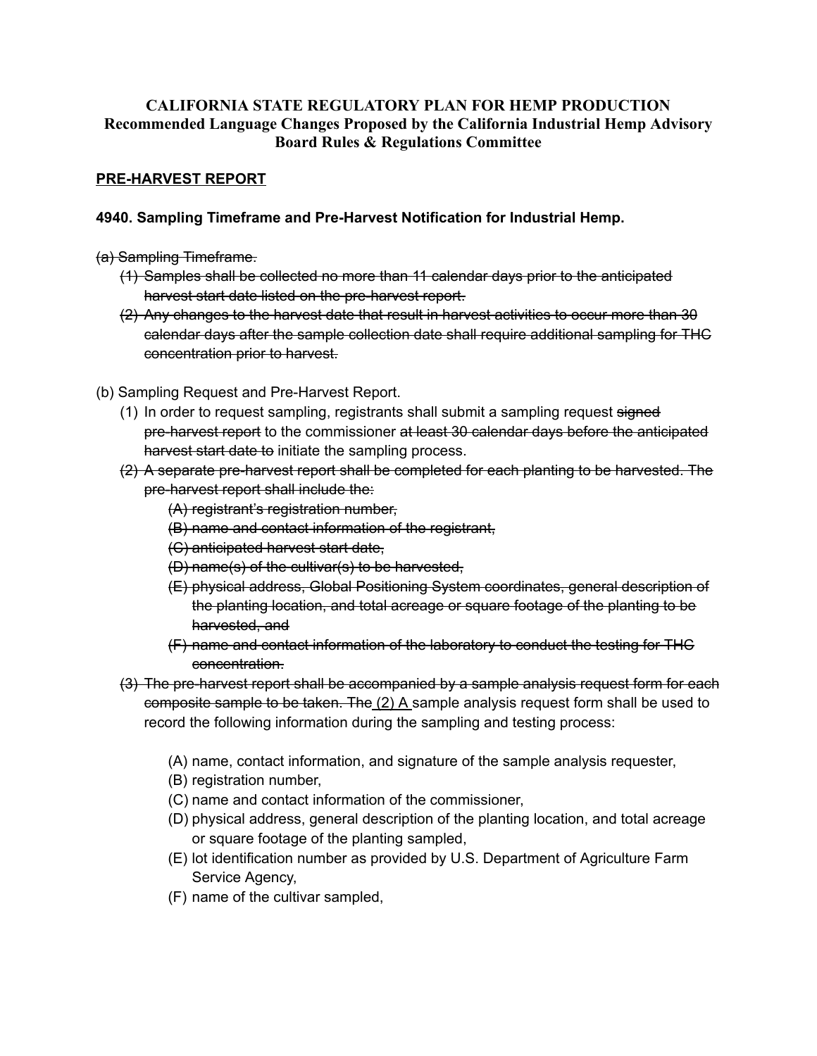**CALIFORNIA STATE REGULATORY PLAN FOR HEMP PRODUCTION**
**Recommended Language Changes Proposed by the California Industrial Hemp Advisory Board Rules & Regulations Committee**

**<u>PRE-HARVEST REPORT</u>**

### 4940. Sampling Timeframe and Pre-Harvest Notification for Industrial Hemp.

~~(a) Sampling Timeframe.~~

- ~~(1) Samples shall be collected no more than 11 calendar days prior to the anticipated harvest start date listed on the pre-harvest report.~~
- ~~(2) Any changes to the harvest date that result in harvest activities to occur more than 30 calendar days after the sample collection date shall require additional sampling for THC concentration prior to harvest.~~

(b) Sampling Request and Pre-Harvest Report.

- (1) In order to request sampling, registrants shall submit a sampling request ~~signed pre-harvest report~~ to the commissioner ~~at least 30 calendar days before the anticipated harvest start date to~~ initiate the sampling process.
- ~~(2) A separate pre-harvest report shall be completed for each planting to be harvested. The pre-harvest report shall include the:~~
  - ~~(A) registrant's registration number,~~
  - ~~(B) name and contact information of the registrant,~~
  - ~~(C) anticipated harvest start date,~~
  - ~~(D) name(s) of the cultivar(s) to be harvested,~~
  - ~~(E) physical address, Global Positioning System coordinates, general description of the planting location, and total acreage or square footage of the planting to be harvested, and~~
  - ~~(F) name and contact information of the laboratory to conduct the testing for THC concentration.~~
- ~~(3) The pre-harvest report shall be accompanied by a sample analysis request form for each composite sample to be taken. The~~ <u>(2) A</u> sample analysis request form shall be used to record the following information during the sampling and testing process:
  - (A) name, contact information, and signature of the sample analysis requester,
  - (B) registration number,
  - (C) name and contact information of the commissioner,
  - (D) physical address, general description of the planting location, and total acreage or square footage of the planting sampled,
  - (E) lot identification number as provided by U.S. Department of Agriculture Farm Service Agency,
  - (F) name of the cultivar sampled,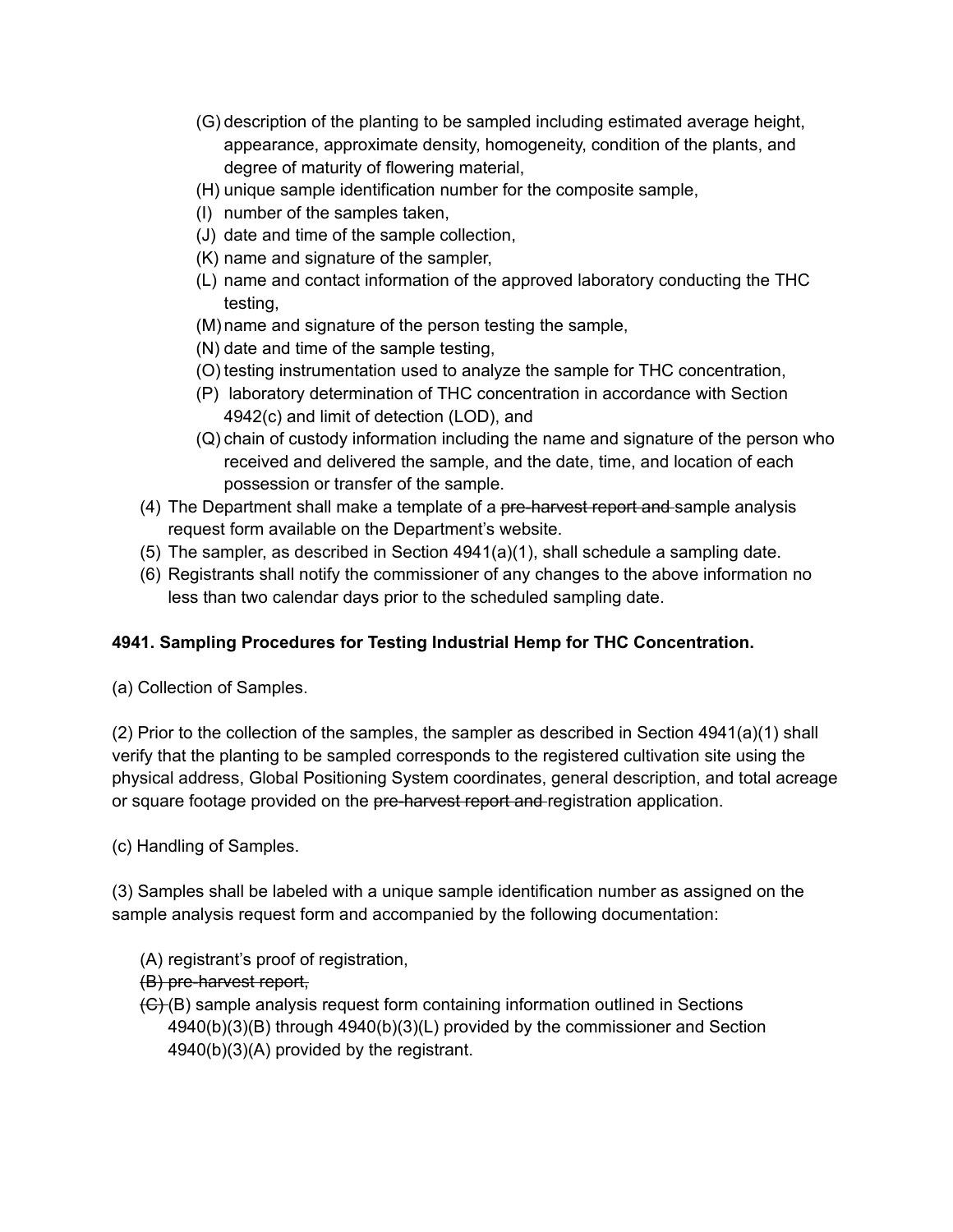(G) description of the planting to be sampled including estimated average height, appearance, approximate density, homogeneity, condition of the plants, and degree of maturity of flowering material,
(H) unique sample identification number for the composite sample,
(I) number of the samples taken,
(J) date and time of the sample collection,
(K) name and signature of the sampler,
(L) name and contact information of the approved laboratory conducting the THC testing,
(M) name and signature of the person testing the sample,
(N) date and time of the sample testing,
(O) testing instrumentation used to analyze the sample for THC concentration,
(P) laboratory determination of THC concentration in accordance with Section 4942(c) and limit of detection (LOD), and
(Q) chain of custody information including the name and signature of the person who received and delivered the sample, and the date, time, and location of each possession or transfer of the sample.

(4) The Department shall make a template of a ~~pre-harvest report and~~ sample analysis request form available on the Department's website.
(5) The sampler, as described in Section 4941(a)(1), shall schedule a sampling date.
(6) Registrants shall notify the commissioner of any changes to the above information no less than two calendar days prior to the scheduled sampling date.

**4941. Sampling Procedures for Testing Industrial Hemp for THC Concentration.**

(a) Collection of Samples.

(2) Prior to the collection of the samples, the sampler as described in Section 4941(a)(1) shall verify that the planting to be sampled corresponds to the registered cultivation site using the physical address, Global Positioning System coordinates, general description, and total acreage or square footage provided on the ~~pre-harvest report and~~ registration application.

(c) Handling of Samples.

(3) Samples shall be labeled with a unique sample identification number as assigned on the sample analysis request form and accompanied by the following documentation:

(A) registrant's proof of registration,
~~(B) pre-harvest report,~~
~~(C)~~ (B) sample analysis request form containing information outlined in Sections 4940(b)(3)(B) through 4940(b)(3)(L) provided by the commissioner and Section 4940(b)(3)(A) provided by the registrant.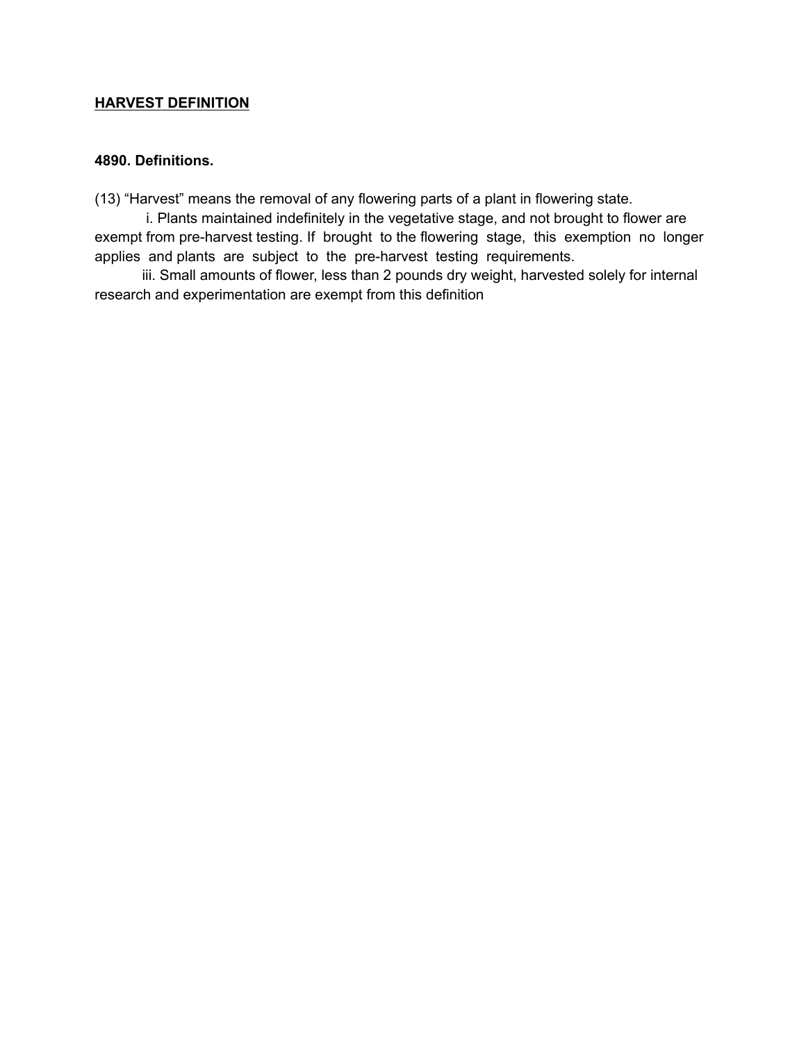## HARVEST DEFINITION

### 4890. Definitions.

(13) "Harvest" means the removal of any flowering parts of a plant in flowering state.

i. Plants maintained indefinitely in the vegetative stage, and not brought to flower are exempt from pre-harvest testing. If brought to the flowering stage, this exemption no longer applies and plants are subject to the pre-harvest testing requirements.

iii. Small amounts of flower, less than 2 pounds dry weight, harvested solely for internal research and experimentation are exempt from this definition